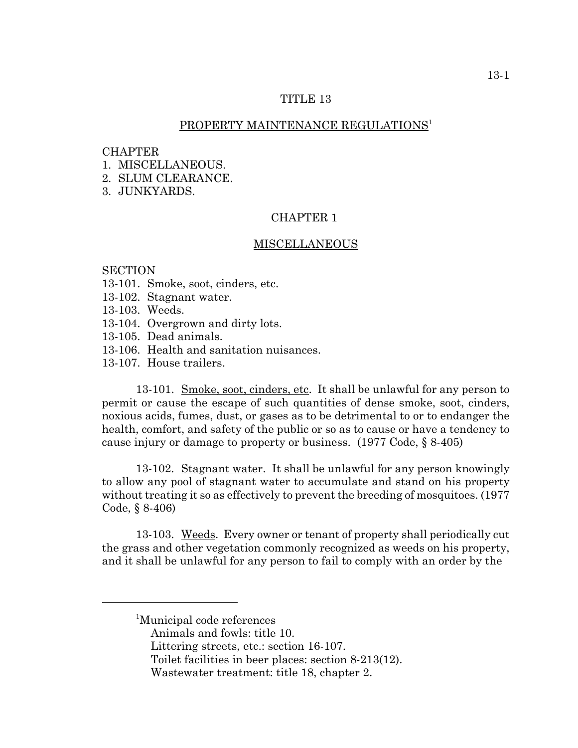# TITLE 13

## PROPERTY MAINTENANCE REGULATIONS[1]

CHAPTER
1. MISCELLANEOUS.
2. SLUM CLEARANCE.
3. JUNKYARDS.

## CHAPTER 1

## MISCELLANEOUS

SECTION
- 13-101. Smoke, soot, cinders, etc.
- 13-102. Stagnant water.
- 13-103. Weeds.
- 13-104. Overgrown and dirty lots.
- 13-105. Dead animals.
- 13-106. Health and sanitation nuisances.
- 13-107. House trailers.

13-101. Smoke, soot, cinders, etc. It shall be unlawful for any person to permit or cause the escape of such quantities of dense smoke, soot, cinders, noxious acids, fumes, dust, or gases as to be detrimental to or to endanger the health, comfort, and safety of the public or so as to cause or have a tendency to cause injury or damage to property or business. (1977 Code, § 8-405)

13-102. Stagnant water. It shall be unlawful for any person knowingly to allow any pool of stagnant water to accumulate and stand on his property without treating it so as effectively to prevent the breeding of mosquitoes. (1977 Code, § 8-406)

13-103. Weeds. Every owner or tenant of property shall periodically cut the grass and other vegetation commonly recognized as weeds on his property, and it shall be unlawful for any person to fail to comply with an order by the

---

[1]Municipal code references
- Animals and fowls: title 10.
- Littering streets, etc.: section 16-107.
- Toilet facilities in beer places: section 8-213(12).
- Wastewater treatment: title 18, chapter 2.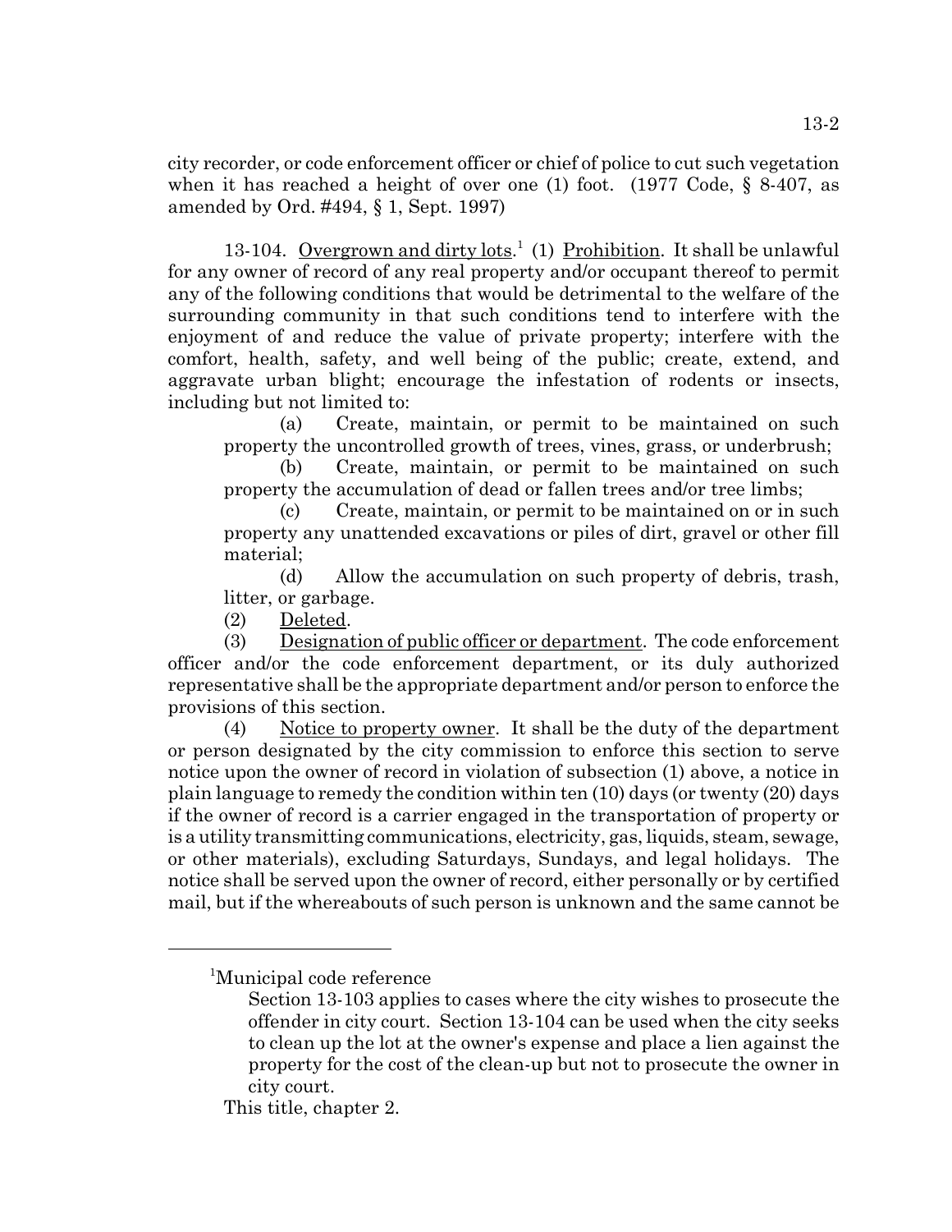city recorder, or code enforcement officer or chief of police to cut such vegetation when it has reached a height of over one (1) foot. (1977 Code, § 8-407, as amended by Ord. #494, § 1, Sept. 1997)

13-104. Overgrown and dirty lots.[1] (1) Prohibition. It shall be unlawful for any owner of record of any real property and/or occupant thereof to permit any of the following conditions that would be detrimental to the welfare of the surrounding community in that such conditions tend to interfere with the enjoyment of and reduce the value of private property; interfere with the comfort, health, safety, and well being of the public; create, extend, and aggravate urban blight; encourage the infestation of rodents or insects, including but not limited to:

(a) Create, maintain, or permit to be maintained on such property the uncontrolled growth of trees, vines, grass, or underbrush;

(b) Create, maintain, or permit to be maintained on such property the accumulation of dead or fallen trees and/or tree limbs;

(c) Create, maintain, or permit to be maintained on or in such property any unattended excavations or piles of dirt, gravel or other fill material;

(d) Allow the accumulation on such property of debris, trash, litter, or garbage.

(2) Deleted.

(3) Designation of public officer or department. The code enforcement officer and/or the code enforcement department, or its duly authorized representative shall be the appropriate department and/or person to enforce the provisions of this section.

(4) Notice to property owner. It shall be the duty of the department or person designated by the city commission to enforce this section to serve notice upon the owner of record in violation of subsection (1) above, a notice in plain language to remedy the condition within ten (10) days (or twenty (20) days if the owner of record is a carrier engaged in the transportation of property or is a utility transmitting communications, electricity, gas, liquids, steam, sewage, or other materials), excluding Saturdays, Sundays, and legal holidays. The notice shall be served upon the owner of record, either personally or by certified mail, but if the whereabouts of such person is unknown and the same cannot be

---

[1]Municipal code reference

Section 13-103 applies to cases where the city wishes to prosecute the offender in city court. Section 13-104 can be used when the city seeks to clean up the lot at the owner's expense and place a lien against the property for the cost of the clean-up but not to prosecute the owner in city court.

This title, chapter 2.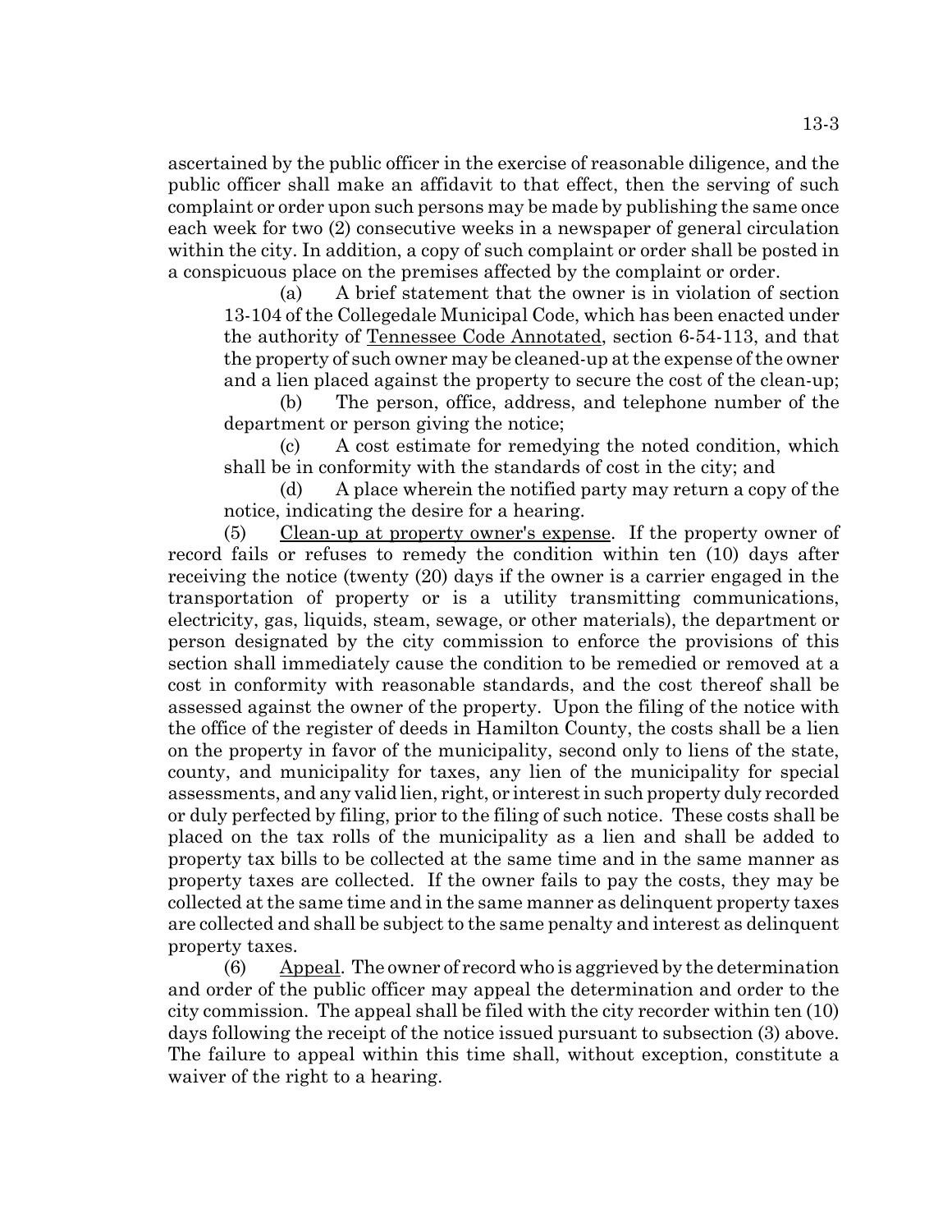ascertained by the public officer in the exercise of reasonable diligence, and the public officer shall make an affidavit to that effect, then the serving of such complaint or order upon such persons may be made by publishing the same once each week for two (2) consecutive weeks in a newspaper of general circulation within the city. In addition, a copy of such complaint or order shall be posted in a conspicuous place on the premises affected by the complaint or order.

(a) A brief statement that the owner is in violation of section 13-104 of the Collegedale Municipal Code, which has been enacted under the authority of Tennessee Code Annotated, section 6-54-113, and that the property of such owner may be cleaned-up at the expense of the owner and a lien placed against the property to secure the cost of the clean-up;

(b) The person, office, address, and telephone number of the department or person giving the notice;

(c) A cost estimate for remedying the noted condition, which shall be in conformity with the standards of cost in the city; and

(d) A place wherein the notified party may return a copy of the notice, indicating the desire for a hearing.

(5) Clean-up at property owner's expense. If the property owner of record fails or refuses to remedy the condition within ten (10) days after receiving the notice (twenty (20) days if the owner is a carrier engaged in the transportation of property or is a utility transmitting communications, electricity, gas, liquids, steam, sewage, or other materials), the department or person designated by the city commission to enforce the provisions of this section shall immediately cause the condition to be remedied or removed at a cost in conformity with reasonable standards, and the cost thereof shall be assessed against the owner of the property. Upon the filing of the notice with the office of the register of deeds in Hamilton County, the costs shall be a lien on the property in favor of the municipality, second only to liens of the state, county, and municipality for taxes, any lien of the municipality for special assessments, and any valid lien, right, or interest in such property duly recorded or duly perfected by filing, prior to the filing of such notice. These costs shall be placed on the tax rolls of the municipality as a lien and shall be added to property tax bills to be collected at the same time and in the same manner as property taxes are collected. If the owner fails to pay the costs, they may be collected at the same time and in the same manner as delinquent property taxes are collected and shall be subject to the same penalty and interest as delinquent property taxes.

(6) Appeal. The owner of record who is aggrieved by the determination and order of the public officer may appeal the determination and order to the city commission. The appeal shall be filed with the city recorder within ten (10) days following the receipt of the notice issued pursuant to subsection (3) above. The failure to appeal within this time shall, without exception, constitute a waiver of the right to a hearing.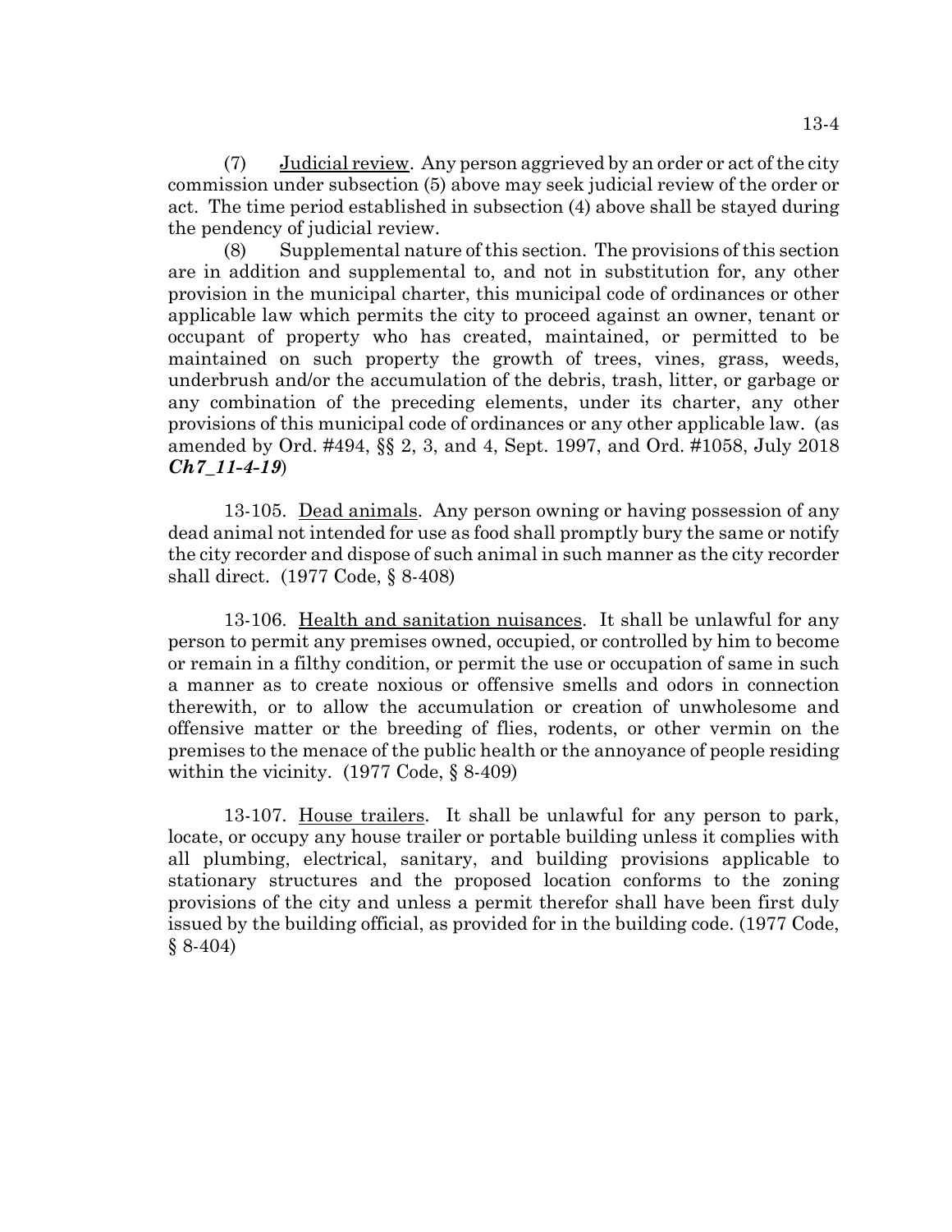(7) Judicial review. Any person aggrieved by an order or act of the city commission under subsection (5) above may seek judicial review of the order or act. The time period established in subsection (4) above shall be stayed during the pendency of judicial review.

(8) Supplemental nature of this section. The provisions of this section are in addition and supplemental to, and not in substitution for, any other provision in the municipal charter, this municipal code of ordinances or other applicable law which permits the city to proceed against an owner, tenant or occupant of property who has created, maintained, or permitted to be maintained on such property the growth of trees, vines, grass, weeds, underbrush and/or the accumulation of the debris, trash, litter, or garbage or any combination of the preceding elements, under its charter, any other provisions of this municipal code of ordinances or any other applicable law. (as amended by Ord. #494, §§ 2, 3, and 4, Sept. 1997, and Ord. #1058, July 2018 ***Ch7_11-4-19***)

13-105. Dead animals. Any person owning or having possession of any dead animal not intended for use as food shall promptly bury the same or notify the city recorder and dispose of such animal in such manner as the city recorder shall direct. (1977 Code, § 8-408)

13-106. Health and sanitation nuisances. It shall be unlawful for any person to permit any premises owned, occupied, or controlled by him to become or remain in a filthy condition, or permit the use or occupation of same in such a manner as to create noxious or offensive smells and odors in connection therewith, or to allow the accumulation or creation of unwholesome and offensive matter or the breeding of flies, rodents, or other vermin on the premises to the menace of the public health or the annoyance of people residing within the vicinity. (1977 Code, § 8-409)

13-107. House trailers. It shall be unlawful for any person to park, locate, or occupy any house trailer or portable building unless it complies with all plumbing, electrical, sanitary, and building provisions applicable to stationary structures and the proposed location conforms to the zoning provisions of the city and unless a permit therefor shall have been first duly issued by the building official, as provided for in the building code. (1977 Code, § 8-404)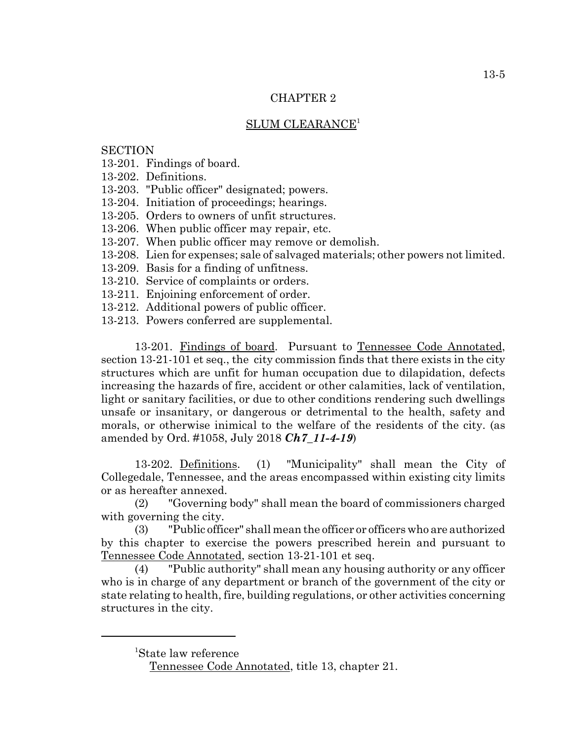## CHAPTER 2

## SLUM CLEARANCE[1]

SECTION
13-201. Findings of board.
13-202. Definitions.
13-203. "Public officer" designated; powers.
13-204. Initiation of proceedings; hearings.
13-205. Orders to owners of unfit structures.
13-206. When public officer may repair, etc.
13-207. When public officer may remove or demolish.
13-208. Lien for expenses; sale of salvaged materials; other powers not limited.
13-209. Basis for a finding of unfitness.
13-210. Service of complaints or orders.
13-211. Enjoining enforcement of order.
13-212. Additional powers of public officer.
13-213. Powers conferred are supplemental.

13-201. Findings of board. Pursuant to Tennessee Code Annotated, section 13-21-101 et seq., the city commission finds that there exists in the city structures which are unfit for human occupation due to dilapidation, defects increasing the hazards of fire, accident or other calamities, lack of ventilation, light or sanitary facilities, or due to other conditions rendering such dwellings unsafe or insanitary, or dangerous or detrimental to the health, safety and morals, or otherwise inimical to the welfare of the residents of the city. (as amended by Ord. #1058, July 2018 ***Ch7_11-4-19***)

13-202. Definitions. (1) "Municipality" shall mean the City of Collegedale, Tennessee, and the areas encompassed within existing city limits or as hereafter annexed.

(2) "Governing body" shall mean the board of commissioners charged with governing the city.

(3) "Public officer" shall mean the officer or officers who are authorized by this chapter to exercise the powers prescribed herein and pursuant to Tennessee Code Annotated, section 13-21-101 et seq.

(4) "Public authority" shall mean any housing authority or any officer who is in charge of any department or branch of the government of the city or state relating to health, fire, building regulations, or other activities concerning structures in the city.

---

[1]State law reference
Tennessee Code Annotated, title 13, chapter 21.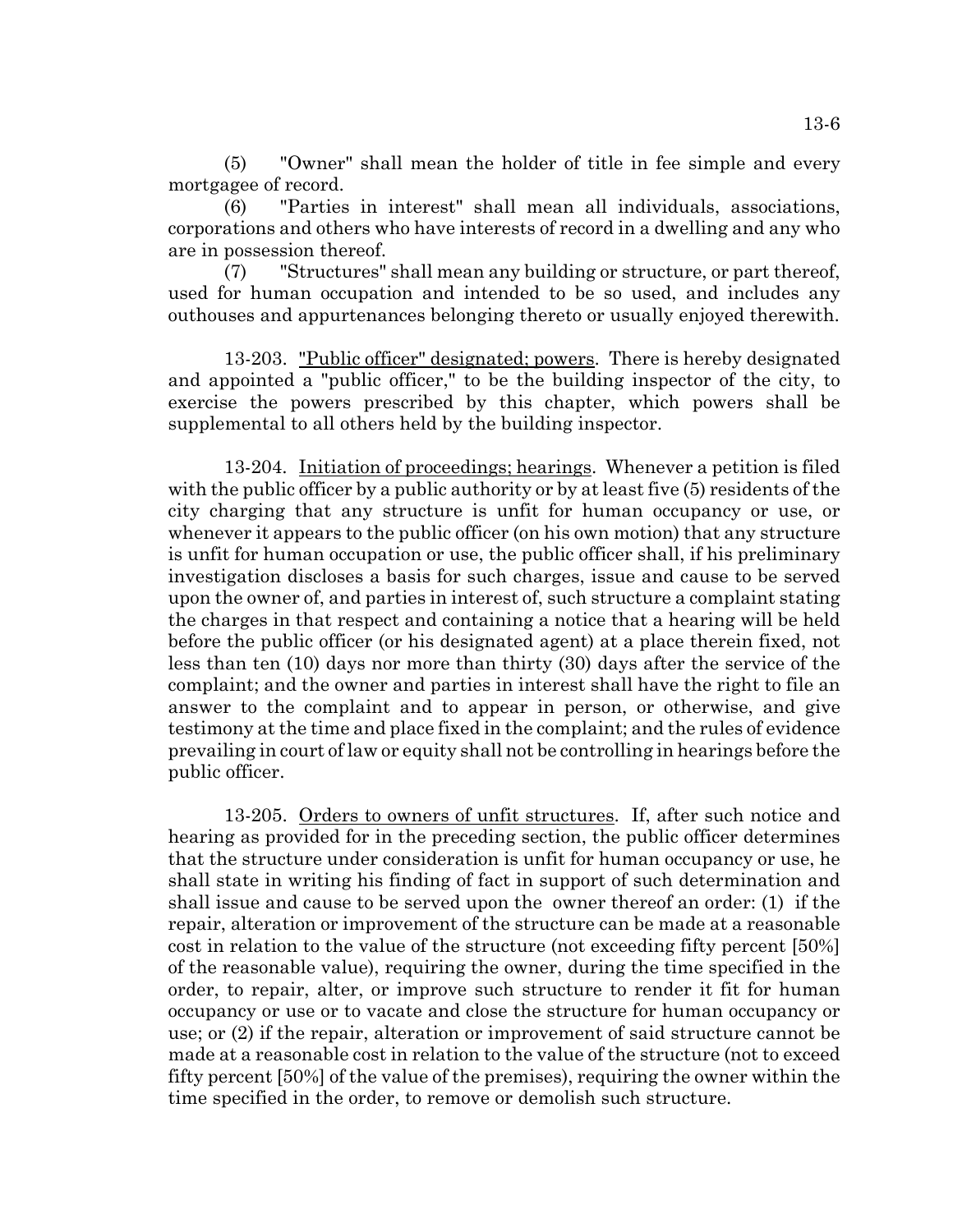(5) "Owner" shall mean the holder of title in fee simple and every mortgagee of record.

(6) "Parties in interest" shall mean all individuals, associations, corporations and others who have interests of record in a dwelling and any who are in possession thereof.

(7) "Structures" shall mean any building or structure, or part thereof, used for human occupation and intended to be so used, and includes any outhouses and appurtenances belonging thereto or usually enjoyed therewith.

13-203. "Public officer" designated; powers. There is hereby designated and appointed a "public officer," to be the building inspector of the city, to exercise the powers prescribed by this chapter, which powers shall be supplemental to all others held by the building inspector.

13-204. Initiation of proceedings; hearings. Whenever a petition is filed with the public officer by a public authority or by at least five (5) residents of the city charging that any structure is unfit for human occupancy or use, or whenever it appears to the public officer (on his own motion) that any structure is unfit for human occupation or use, the public officer shall, if his preliminary investigation discloses a basis for such charges, issue and cause to be served upon the owner of, and parties in interest of, such structure a complaint stating the charges in that respect and containing a notice that a hearing will be held before the public officer (or his designated agent) at a place therein fixed, not less than ten (10) days nor more than thirty (30) days after the service of the complaint; and the owner and parties in interest shall have the right to file an answer to the complaint and to appear in person, or otherwise, and give testimony at the time and place fixed in the complaint; and the rules of evidence prevailing in court of law or equity shall not be controlling in hearings before the public officer.

13-205. Orders to owners of unfit structures. If, after such notice and hearing as provided for in the preceding section, the public officer determines that the structure under consideration is unfit for human occupancy or use, he shall state in writing his finding of fact in support of such determination and shall issue and cause to be served upon the owner thereof an order: (1) if the repair, alteration or improvement of the structure can be made at a reasonable cost in relation to the value of the structure (not exceeding fifty percent [50%] of the reasonable value), requiring the owner, during the time specified in the order, to repair, alter, or improve such structure to render it fit for human occupancy or use or to vacate and close the structure for human occupancy or use; or (2) if the repair, alteration or improvement of said structure cannot be made at a reasonable cost in relation to the value of the structure (not to exceed fifty percent [50%] of the value of the premises), requiring the owner within the time specified in the order, to remove or demolish such structure.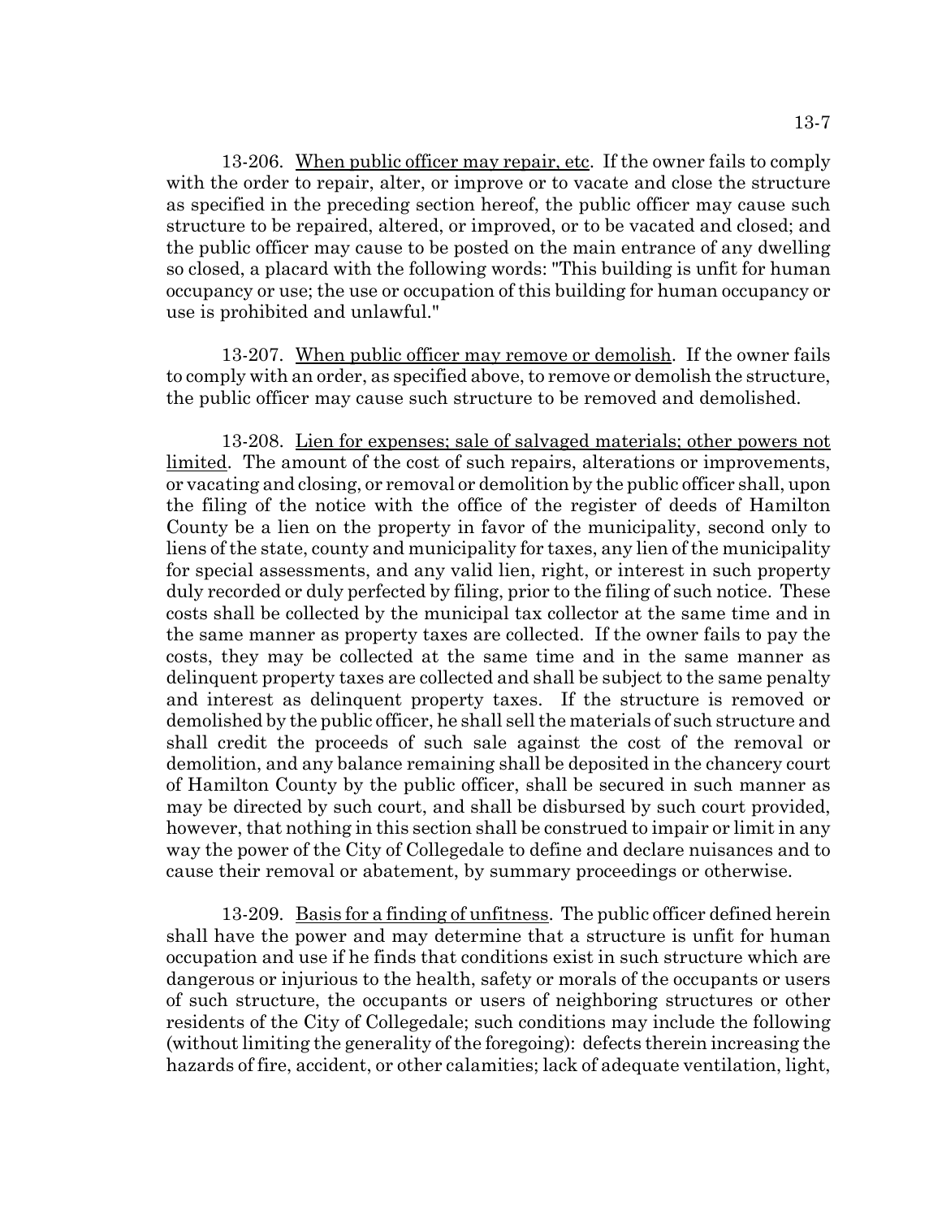13-206. <u>When public officer may repair, etc</u>. If the owner fails to comply with the order to repair, alter, or improve or to vacate and close the structure as specified in the preceding section hereof, the public officer may cause such structure to be repaired, altered, or improved, or to be vacated and closed; and the public officer may cause to be posted on the main entrance of any dwelling so closed, a placard with the following words: "This building is unfit for human occupancy or use; the use or occupation of this building for human occupancy or use is prohibited and unlawful."

13-207. <u>When public officer may remove or demolish</u>. If the owner fails to comply with an order, as specified above, to remove or demolish the structure, the public officer may cause such structure to be removed and demolished.

13-208. <u>Lien for expenses; sale of salvaged materials; other powers not limited</u>. The amount of the cost of such repairs, alterations or improvements, or vacating and closing, or removal or demolition by the public officer shall, upon the filing of the notice with the office of the register of deeds of Hamilton County be a lien on the property in favor of the municipality, second only to liens of the state, county and municipality for taxes, any lien of the municipality for special assessments, and any valid lien, right, or interest in such property duly recorded or duly perfected by filing, prior to the filing of such notice. These costs shall be collected by the municipal tax collector at the same time and in the same manner as property taxes are collected. If the owner fails to pay the costs, they may be collected at the same time and in the same manner as delinquent property taxes are collected and shall be subject to the same penalty and interest as delinquent property taxes. If the structure is removed or demolished by the public officer, he shall sell the materials of such structure and shall credit the proceeds of such sale against the cost of the removal or demolition, and any balance remaining shall be deposited in the chancery court of Hamilton County by the public officer, shall be secured in such manner as may be directed by such court, and shall be disbursed by such court provided, however, that nothing in this section shall be construed to impair or limit in any way the power of the City of Collegedale to define and declare nuisances and to cause their removal or abatement, by summary proceedings or otherwise.

13-209. <u>Basis for a finding of unfitness</u>. The public officer defined herein shall have the power and may determine that a structure is unfit for human occupation and use if he finds that conditions exist in such structure which are dangerous or injurious to the health, safety or morals of the occupants or users of such structure, the occupants or users of neighboring structures or other residents of the City of Collegedale; such conditions may include the following (without limiting the generality of the foregoing): defects therein increasing the hazards of fire, accident, or other calamities; lack of adequate ventilation, light,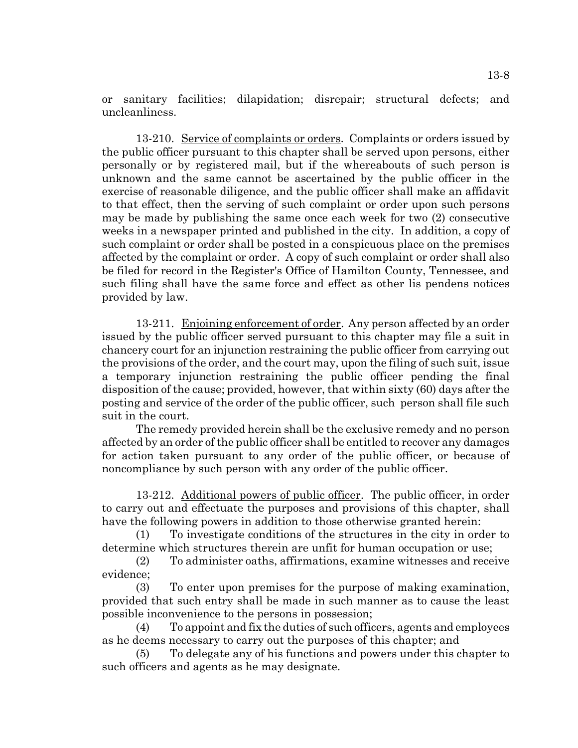or sanitary facilities; dilapidation; disrepair; structural defects; and uncleanliness.

13-210. Service of complaints or orders. Complaints or orders issued by the public officer pursuant to this chapter shall be served upon persons, either personally or by registered mail, but if the whereabouts of such person is unknown and the same cannot be ascertained by the public officer in the exercise of reasonable diligence, and the public officer shall make an affidavit to that effect, then the serving of such complaint or order upon such persons may be made by publishing the same once each week for two (2) consecutive weeks in a newspaper printed and published in the city. In addition, a copy of such complaint or order shall be posted in a conspicuous place on the premises affected by the complaint or order. A copy of such complaint or order shall also be filed for record in the Register's Office of Hamilton County, Tennessee, and such filing shall have the same force and effect as other lis pendens notices provided by law.

13-211. Enjoining enforcement of order. Any person affected by an order issued by the public officer served pursuant to this chapter may file a suit in chancery court for an injunction restraining the public officer from carrying out the provisions of the order, and the court may, upon the filing of such suit, issue a temporary injunction restraining the public officer pending the final disposition of the cause; provided, however, that within sixty (60) days after the posting and service of the order of the public officer, such person shall file such suit in the court.

The remedy provided herein shall be the exclusive remedy and no person affected by an order of the public officer shall be entitled to recover any damages for action taken pursuant to any order of the public officer, or because of noncompliance by such person with any order of the public officer.

13-212. Additional powers of public officer. The public officer, in order to carry out and effectuate the purposes and provisions of this chapter, shall have the following powers in addition to those otherwise granted herein:

(1) To investigate conditions of the structures in the city in order to determine which structures therein are unfit for human occupation or use;

(2) To administer oaths, affirmations, examine witnesses and receive evidence;

(3) To enter upon premises for the purpose of making examination, provided that such entry shall be made in such manner as to cause the least possible inconvenience to the persons in possession;

(4) To appoint and fix the duties of such officers, agents and employees as he deems necessary to carry out the purposes of this chapter; and

(5) To delegate any of his functions and powers under this chapter to such officers and agents as he may designate.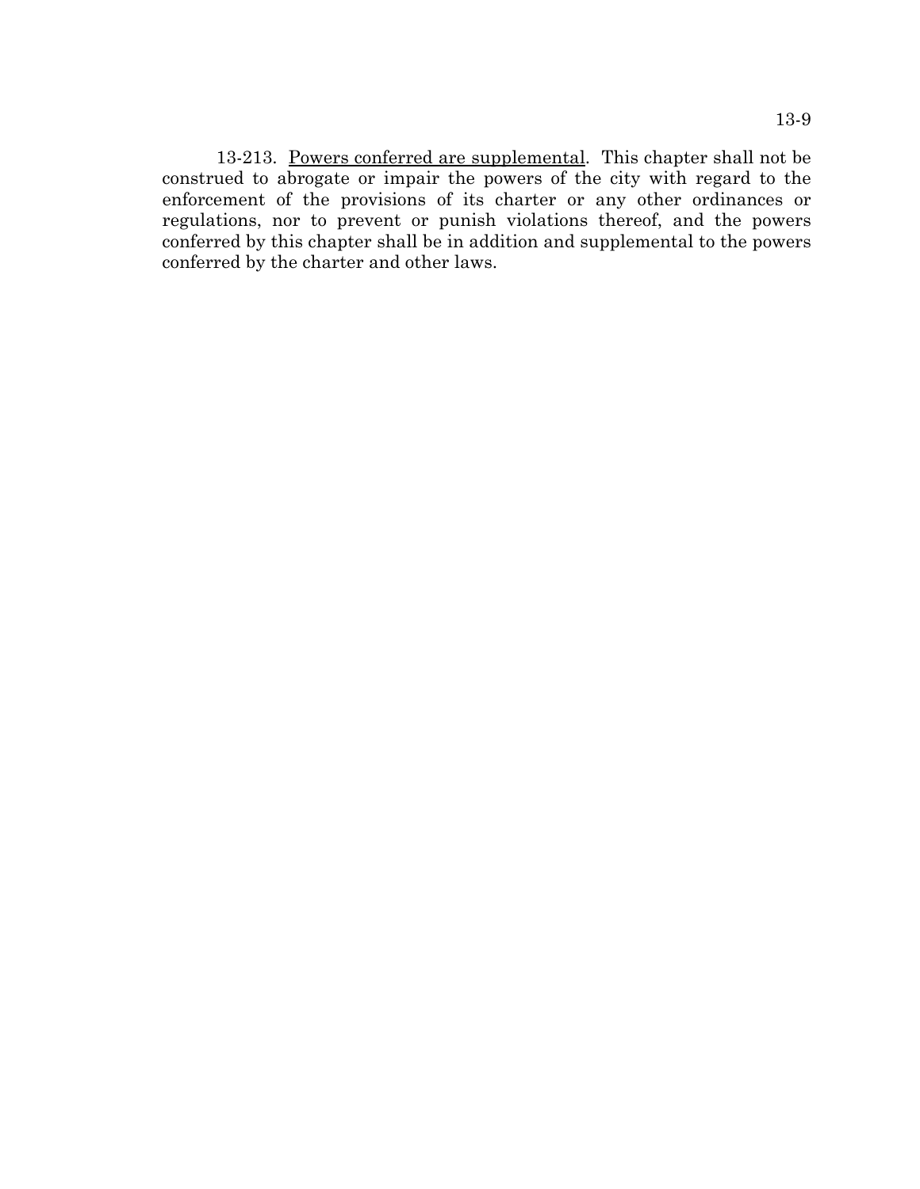13-213. Powers conferred are supplemental. This chapter shall not be construed to abrogate or impair the powers of the city with regard to the enforcement of the provisions of its charter or any other ordinances or regulations, nor to prevent or punish violations thereof, and the powers conferred by this chapter shall be in addition and supplemental to the powers conferred by the charter and other laws.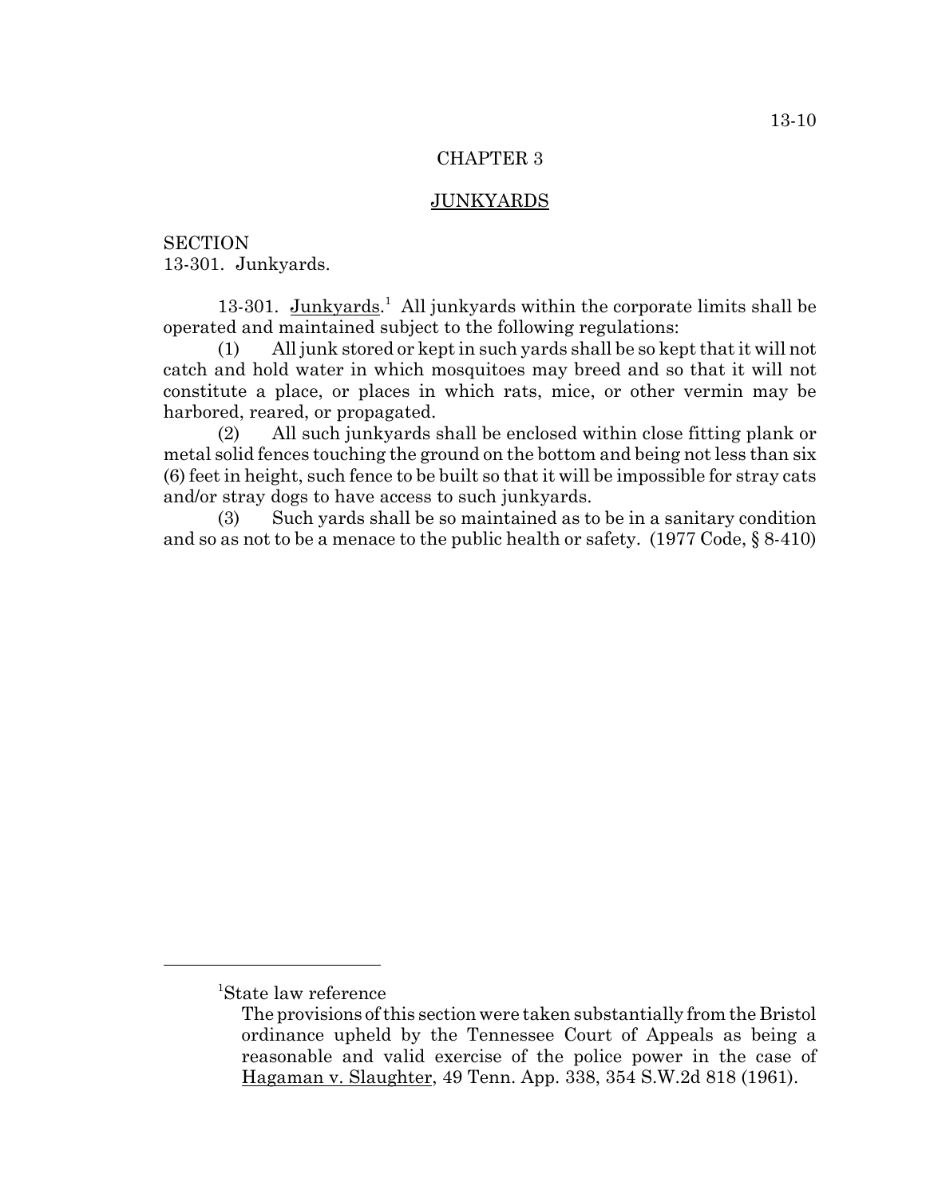# CHAPTER 3

## JUNKYARDS

SECTION
13-301. Junkyards.

13-301. Junkyards.[1] All junkyards within the corporate limits shall be operated and maintained subject to the following regulations:

(1) All junk stored or kept in such yards shall be so kept that it will not catch and hold water in which mosquitoes may breed and so that it will not constitute a place, or places in which rats, mice, or other vermin may be harbored, reared, or propagated.

(2) All such junkyards shall be enclosed within close fitting plank or metal solid fences touching the ground on the bottom and being not less than six (6) feet in height, such fence to be built so that it will be impossible for stray cats and/or stray dogs to have access to such junkyards.

(3) Such yards shall be so maintained as to be in a sanitary condition and so as not to be a menace to the public health or safety. (1977 Code, § 8-410)

---

[1]State law reference

The provisions of this section were taken substantially from the Bristol ordinance upheld by the Tennessee Court of Appeals as being a reasonable and valid exercise of the police power in the case of Hagaman v. Slaughter, 49 Tenn. App. 338, 354 S.W.2d 818 (1961).